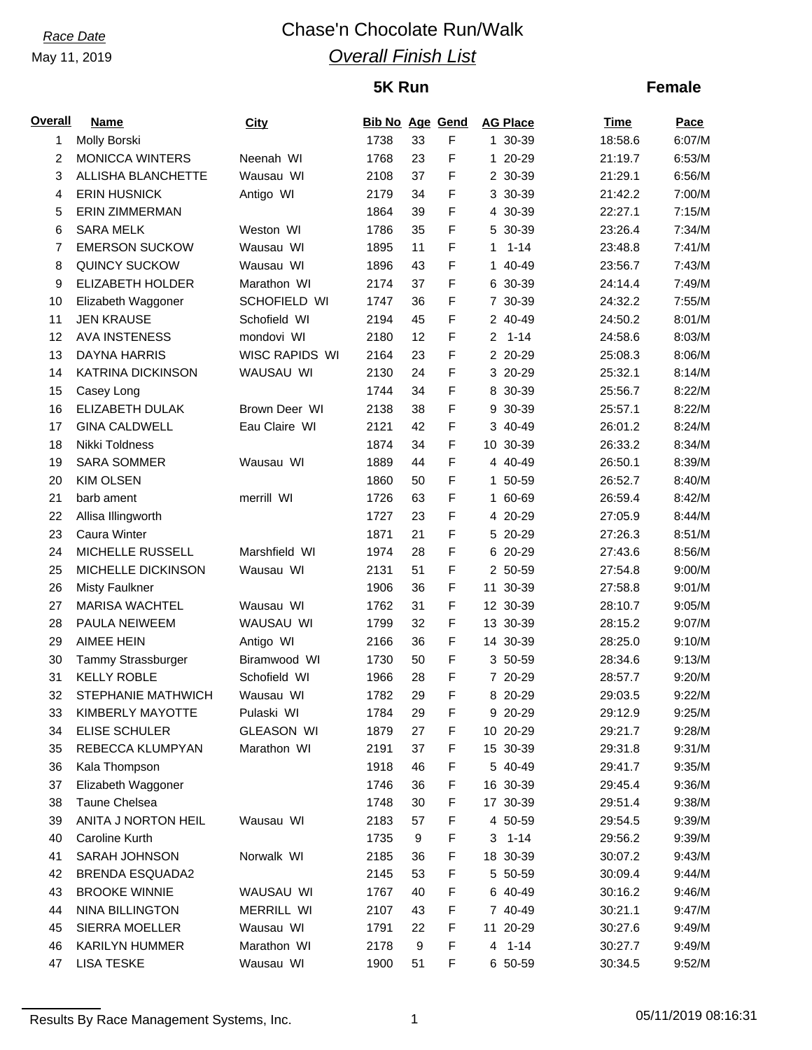*Race Date*

May 11, 2019

# Chase'n Chocolate Run/Walk

## *Overall Finish List*

### 5K Run

### Female

| Overall | Name | City | Bib No | Age | Gend | AG Place | Time | Pace |
|---|---|---|---|---|---|---|---|---|
| 1 | Molly Borski | | 1738 | 33 | F | 1 30-39 | 18:58.6 | 6:07/M |
| 2 | MONICCA WINTERS | Neenah WI | 1768 | 23 | F | 1 20-29 | 21:19.7 | 6:53/M |
| 3 | ALLISHA BLANCHETTE | Wausau WI | 2108 | 37 | F | 2 30-39 | 21:29.1 | 6:56/M |
| 4 | ERIN HUSNICK | Antigo WI | 2179 | 34 | F | 3 30-39 | 21:42.2 | 7:00/M |
| 5 | ERIN ZIMMERMAN | | 1864 | 39 | F | 4 30-39 | 22:27.1 | 7:15/M |
| 6 | SARA MELK | Weston WI | 1786 | 35 | F | 5 30-39 | 23:26.4 | 7:34/M |
| 7 | EMERSON SUCKOW | Wausau WI | 1895 | 11 | F | 1 1-14 | 23:48.8 | 7:41/M |
| 8 | QUINCY SUCKOW | Wausau WI | 1896 | 43 | F | 1 40-49 | 23:56.7 | 7:43/M |
| 9 | ELIZABETH HOLDER | Marathon WI | 2174 | 37 | F | 6 30-39 | 24:14.4 | 7:49/M |
| 10 | Elizabeth Waggoner | SCHOFIELD WI | 1747 | 36 | F | 7 30-39 | 24:32.2 | 7:55/M |
| 11 | JEN KRAUSE | Schofield WI | 2194 | 45 | F | 2 40-49 | 24:50.2 | 8:01/M |
| 12 | AVA INSTENESS | mondovi WI | 2180 | 12 | F | 2 1-14 | 24:58.6 | 8:03/M |
| 13 | DAYNA HARRIS | WISC RAPIDS WI | 2164 | 23 | F | 2 20-29 | 25:08.3 | 8:06/M |
| 14 | KATRINA DICKINSON | WAUSAU WI | 2130 | 24 | F | 3 20-29 | 25:32.1 | 8:14/M |
| 15 | Casey Long | | 1744 | 34 | F | 8 30-39 | 25:56.7 | 8:22/M |
| 16 | ELIZABETH DULAK | Brown Deer WI | 2138 | 38 | F | 9 30-39 | 25:57.1 | 8:22/M |
| 17 | GINA CALDWELL | Eau Claire WI | 2121 | 42 | F | 3 40-49 | 26:01.2 | 8:24/M |
| 18 | Nikki Toldness | | 1874 | 34 | F | 10 30-39 | 26:33.2 | 8:34/M |
| 19 | SARA SOMMER | Wausau WI | 1889 | 44 | F | 4 40-49 | 26:50.1 | 8:39/M |
| 20 | KIM OLSEN | | 1860 | 50 | F | 1 50-59 | 26:52.7 | 8:40/M |
| 21 | barb ament | merrill WI | 1726 | 63 | F | 1 60-69 | 26:59.4 | 8:42/M |
| 22 | Allisa Illingworth | | 1727 | 23 | F | 4 20-29 | 27:05.9 | 8:44/M |
| 23 | Caura Winter | | 1871 | 21 | F | 5 20-29 | 27:26.3 | 8:51/M |
| 24 | MICHELLE RUSSELL | Marshfield WI | 1974 | 28 | F | 6 20-29 | 27:43.6 | 8:56/M |
| 25 | MICHELLE DICKINSON | Wausau WI | 2131 | 51 | F | 2 50-59 | 27:54.8 | 9:00/M |
| 26 | Misty Faulkner | | 1906 | 36 | F | 11 30-39 | 27:58.8 | 9:01/M |
| 27 | MARISA WACHTEL | Wausau WI | 1762 | 31 | F | 12 30-39 | 28:10.7 | 9:05/M |
| 28 | PAULA NEIWEEM | WAUSAU WI | 1799 | 32 | F | 13 30-39 | 28:15.2 | 9:07/M |
| 29 | AIMEE HEIN | Antigo WI | 2166 | 36 | F | 14 30-39 | 28:25.0 | 9:10/M |
| 30 | Tammy Strassburger | Biramwood WI | 1730 | 50 | F | 3 50-59 | 28:34.6 | 9:13/M |
| 31 | KELLY ROBLE | Schofield WI | 1966 | 28 | F | 7 20-29 | 28:57.7 | 9:20/M |
| 32 | STEPHANIE MATHWICH | Wausau WI | 1782 | 29 | F | 8 20-29 | 29:03.5 | 9:22/M |
| 33 | KIMBERLY MAYOTTE | Pulaski WI | 1784 | 29 | F | 9 20-29 | 29:12.9 | 9:25/M |
| 34 | ELISE SCHULER | GLEASON WI | 1879 | 27 | F | 10 20-29 | 29:21.7 | 9:28/M |
| 35 | REBECCA KLUMPYAN | Marathon WI | 2191 | 37 | F | 15 30-39 | 29:31.8 | 9:31/M |
| 36 | Kala Thompson | | 1918 | 46 | F | 5 40-49 | 29:41.7 | 9:35/M |
| 37 | Elizabeth Waggoner | | 1746 | 36 | F | 16 30-39 | 29:45.4 | 9:36/M |
| 38 | Taune Chelsea | | 1748 | 30 | F | 17 30-39 | 29:51.4 | 9:38/M |
| 39 | ANITA J NORTON HEIL | Wausau WI | 2183 | 57 | F | 4 50-59 | 29:54.5 | 9:39/M |
| 40 | Caroline Kurth | | 1735 | 9 | F | 3 1-14 | 29:56.2 | 9:39/M |
| 41 | SARAH JOHNSON | Norwalk WI | 2185 | 36 | F | 18 30-39 | 30:07.2 | 9:43/M |
| 42 | BRENDA ESQUADA2 | | 2145 | 53 | F | 5 50-59 | 30:09.4 | 9:44/M |
| 43 | BROOKE WINNIE | WAUSAU WI | 1767 | 40 | F | 6 40-49 | 30:16.2 | 9:46/M |
| 44 | NINA BILLINGTON | MERRILL WI | 2107 | 43 | F | 7 40-49 | 30:21.1 | 9:47/M |
| 45 | SIERRA MOELLER | Wausau WI | 1791 | 22 | F | 11 20-29 | 30:27.6 | 9:49/M |
| 46 | KARILYN HUMMER | Marathon WI | 2178 | 9 | F | 4 1-14 | 30:27.7 | 9:49/M |
| 47 | LISA TESKE | Wausau WI | 1900 | 51 | F | 6 50-59 | 30:34.5 | 9:52/M |

Results By Race Management Systems, Inc. 05/11/2019 08:16:31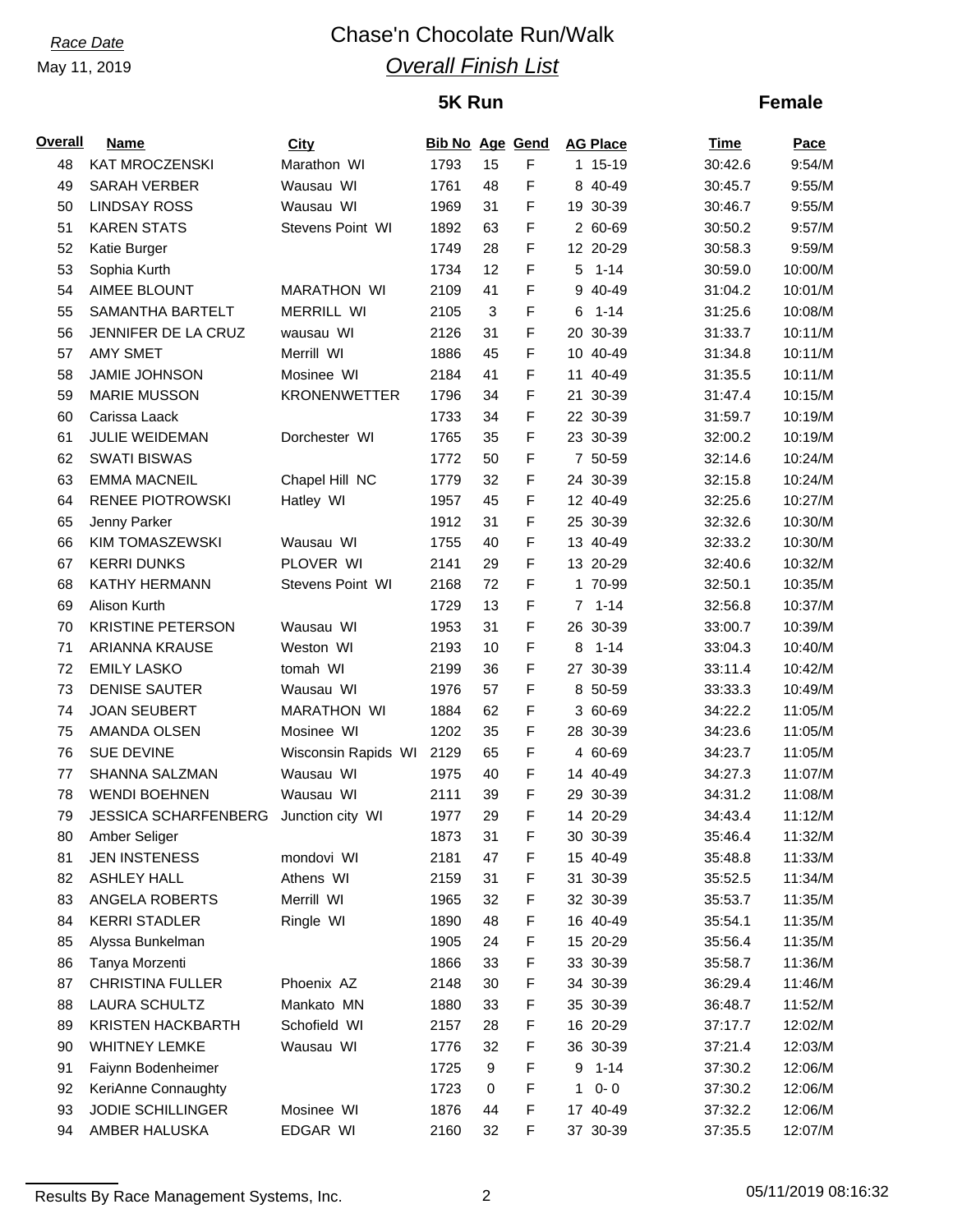*Race Date*
May 11, 2019

# Chase'n Chocolate Run/Walk

## *Overall Finish List*

### 5K Run

### Female

| Overall | Name | City | Bib No | Age | Gend | AG Place | Time | Pace |
|---|---|---|---|---|---|---|---|---|
| 48 | KAT MROCZENSKI | Marathon WI | 1793 | 15 | F | 1 15-19 | 30:42.6 | 9:54/M |
| 49 | SARAH VERBER | Wausau WI | 1761 | 48 | F | 8 40-49 | 30:45.7 | 9:55/M |
| 50 | LINDSAY ROSS | Wausau WI | 1969 | 31 | F | 19 30-39 | 30:46.7 | 9:55/M |
| 51 | KAREN STATS | Stevens Point WI | 1892 | 63 | F | 2 60-69 | 30:50.2 | 9:57/M |
| 52 | Katie Burger | | 1749 | 28 | F | 12 20-29 | 30:58.3 | 9:59/M |
| 53 | Sophia Kurth | | 1734 | 12 | F | 5 1-14 | 30:59.0 | 10:00/M |
| 54 | AIMEE BLOUNT | MARATHON WI | 2109 | 41 | F | 9 40-49 | 31:04.2 | 10:01/M |
| 55 | SAMANTHA BARTELT | MERRILL WI | 2105 | 3 | F | 6 1-14 | 31:25.6 | 10:08/M |
| 56 | JENNIFER DE LA CRUZ | wausau WI | 2126 | 31 | F | 20 30-39 | 31:33.7 | 10:11/M |
| 57 | AMY SMET | Merrill WI | 1886 | 45 | F | 10 40-49 | 31:34.8 | 10:11/M |
| 58 | JAMIE JOHNSON | Mosinee WI | 2184 | 41 | F | 11 40-49 | 31:35.5 | 10:11/M |
| 59 | MARIE MUSSON | KRONENWETTER | 1796 | 34 | F | 21 30-39 | 31:47.4 | 10:15/M |
| 60 | Carissa Laack | | 1733 | 34 | F | 22 30-39 | 31:59.7 | 10:19/M |
| 61 | JULIE WEIDEMAN | Dorchester WI | 1765 | 35 | F | 23 30-39 | 32:00.2 | 10:19/M |
| 62 | SWATI BISWAS | | 1772 | 50 | F | 7 50-59 | 32:14.6 | 10:24/M |
| 63 | EMMA MACNEIL | Chapel Hill NC | 1779 | 32 | F | 24 30-39 | 32:15.8 | 10:24/M |
| 64 | RENEE PIOTROWSKI | Hatley WI | 1957 | 45 | F | 12 40-49 | 32:25.6 | 10:27/M |
| 65 | Jenny Parker | | 1912 | 31 | F | 25 30-39 | 32:32.6 | 10:30/M |
| 66 | KIM TOMASZEWSKI | Wausau WI | 1755 | 40 | F | 13 40-49 | 32:33.2 | 10:30/M |
| 67 | KERRI DUNKS | PLOVER WI | 2141 | 29 | F | 13 20-29 | 32:40.6 | 10:32/M |
| 68 | KATHY HERMANN | Stevens Point WI | 2168 | 72 | F | 1 70-99 | 32:50.1 | 10:35/M |
| 69 | Alison Kurth | | 1729 | 13 | F | 7 1-14 | 32:56.8 | 10:37/M |
| 70 | KRISTINE PETERSON | Wausau WI | 1953 | 31 | F | 26 30-39 | 33:00.7 | 10:39/M |
| 71 | ARIANNA KRAUSE | Weston WI | 2193 | 10 | F | 8 1-14 | 33:04.3 | 10:40/M |
| 72 | EMILY LASKO | tomah WI | 2199 | 36 | F | 27 30-39 | 33:11.4 | 10:42/M |
| 73 | DENISE SAUTER | Wausau WI | 1976 | 57 | F | 8 50-59 | 33:33.3 | 10:49/M |
| 74 | JOAN SEUBERT | MARATHON WI | 1884 | 62 | F | 3 60-69 | 34:22.2 | 11:05/M |
| 75 | AMANDA OLSEN | Mosinee WI | 1202 | 35 | F | 28 30-39 | 34:23.6 | 11:05/M |
| 76 | SUE DEVINE | Wisconsin Rapids WI | 2129 | 65 | F | 4 60-69 | 34:23.7 | 11:05/M |
| 77 | SHANNA SALZMAN | Wausau WI | 1975 | 40 | F | 14 40-49 | 34:27.3 | 11:07/M |
| 78 | WENDI BOEHNEN | Wausau WI | 2111 | 39 | F | 29 30-39 | 34:31.2 | 11:08/M |
| 79 | JESSICA SCHARFENBERG | Junction city WI | 1977 | 29 | F | 14 20-29 | 34:43.4 | 11:12/M |
| 80 | Amber Seliger | | 1873 | 31 | F | 30 30-39 | 35:46.4 | 11:32/M |
| 81 | JEN INSTENESS | mondovi WI | 2181 | 47 | F | 15 40-49 | 35:48.8 | 11:33/M |
| 82 | ASHLEY HALL | Athens WI | 2159 | 31 | F | 31 30-39 | 35:52.5 | 11:34/M |
| 83 | ANGELA ROBERTS | Merrill WI | 1965 | 32 | F | 32 30-39 | 35:53.7 | 11:35/M |
| 84 | KERRI STADLER | Ringle WI | 1890 | 48 | F | 16 40-49 | 35:54.1 | 11:35/M |
| 85 | Alyssa Bunkelman | | 1905 | 24 | F | 15 20-29 | 35:56.4 | 11:35/M |
| 86 | Tanya Morzenti | | 1866 | 33 | F | 33 30-39 | 35:58.7 | 11:36/M |
| 87 | CHRISTINA FULLER | Phoenix AZ | 2148 | 30 | F | 34 30-39 | 36:29.4 | 11:46/M |
| 88 | LAURA SCHULTZ | Mankato MN | 1880 | 33 | F | 35 30-39 | 36:48.7 | 11:52/M |
| 89 | KRISTEN HACKBARTH | Schofield WI | 2157 | 28 | F | 16 20-29 | 37:17.7 | 12:02/M |
| 90 | WHITNEY LEMKE | Wausau WI | 1776 | 32 | F | 36 30-39 | 37:21.4 | 12:03/M |
| 91 | Faiynn Bodenheimer | | 1725 | 9 | F | 9 1-14 | 37:30.2 | 12:06/M |
| 92 | KeriAnne Connaughty | | 1723 | 0 | F | 1 0- 0 | 37:30.2 | 12:06/M |
| 93 | JODIE SCHILLINGER | Mosinee WI | 1876 | 44 | F | 17 40-49 | 37:32.2 | 12:06/M |
| 94 | AMBER HALUSKA | EDGAR WI | 2160 | 32 | F | 37 30-39 | 37:35.5 | 12:07/M |

Results By Race Management Systems, Inc. 05/11/2019 08:16:32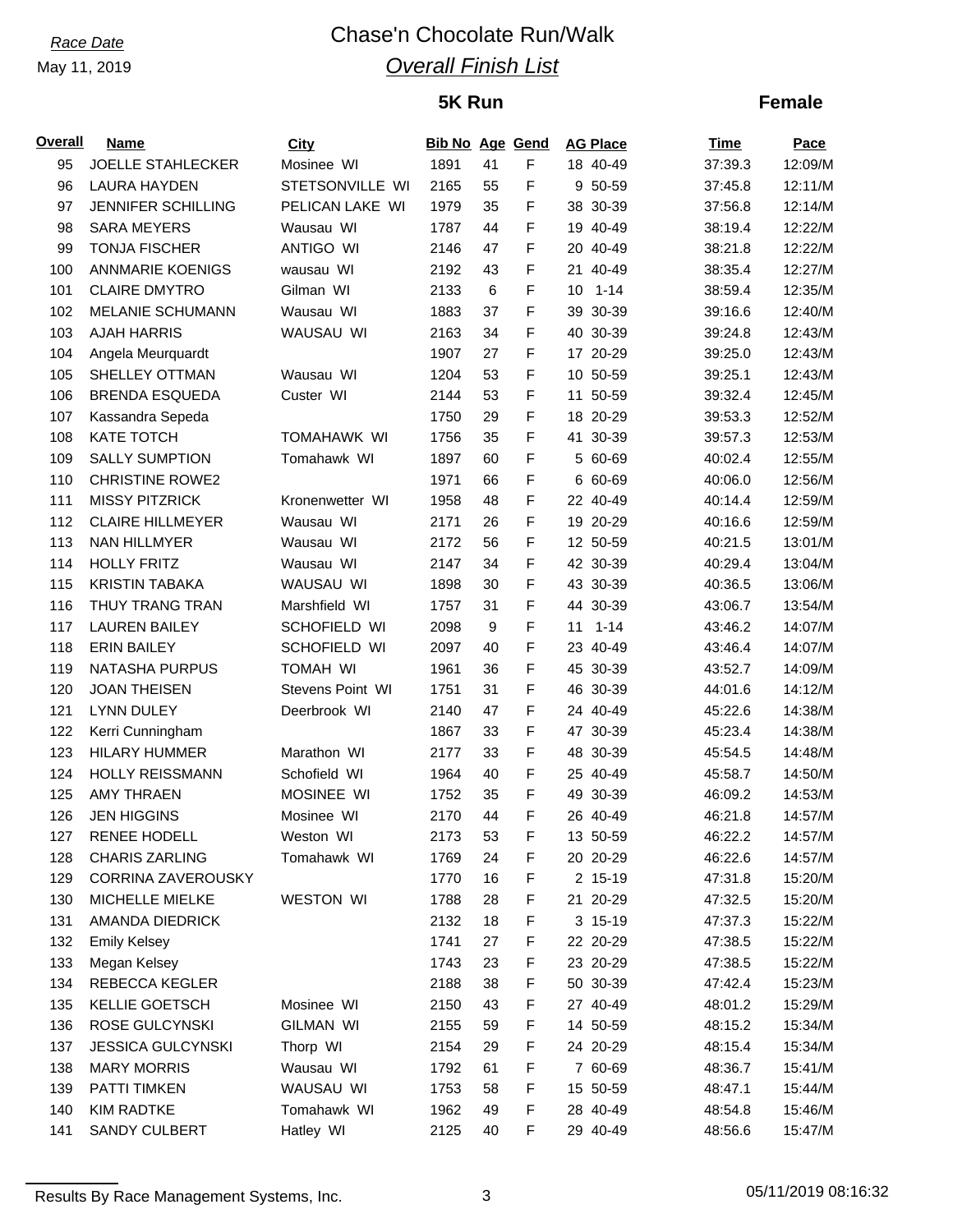*Race Date*

May 11, 2019

# Chase'n Chocolate Run/Walk

## *Overall Finish List*

### 5K Run

### Female

| Overall | Name | City | Bib No | Age | Gend | AG Place | Time | Pace |
|---|---|---|---|---|---|---|---|---|
| 95 | JOELLE STAHLECKER | Mosinee WI | 1891 | 41 | F | 18 40-49 | 37:39.3 | 12:09/M |
| 96 | LAURA HAYDEN | STETSONVILLE WI | 2165 | 55 | F | 9 50-59 | 37:45.8 | 12:11/M |
| 97 | JENNIFER SCHILLING | PELICAN LAKE WI | 1979 | 35 | F | 38 30-39 | 37:56.8 | 12:14/M |
| 98 | SARA MEYERS | Wausau WI | 1787 | 44 | F | 19 40-49 | 38:19.4 | 12:22/M |
| 99 | TONJA FISCHER | ANTIGO WI | 2146 | 47 | F | 20 40-49 | 38:21.8 | 12:22/M |
| 100 | ANNMARIE KOENIGS | wausau WI | 2192 | 43 | F | 21 40-49 | 38:35.4 | 12:27/M |
| 101 | CLAIRE DMYTRO | Gilman WI | 2133 | 6 | F | 10 1-14 | 38:59.4 | 12:35/M |
| 102 | MELANIE SCHUMANN | Wausau WI | 1883 | 37 | F | 39 30-39 | 39:16.6 | 12:40/M |
| 103 | AJAH HARRIS | WAUSAU WI | 2163 | 34 | F | 40 30-39 | 39:24.8 | 12:43/M |
| 104 | Angela Meurquardt | | 1907 | 27 | F | 17 20-29 | 39:25.0 | 12:43/M |
| 105 | SHELLEY OTTMAN | Wausau WI | 1204 | 53 | F | 10 50-59 | 39:25.1 | 12:43/M |
| 106 | BRENDA ESQUEDA | Custer WI | 2144 | 53 | F | 11 50-59 | 39:32.4 | 12:45/M |
| 107 | Kassandra Sepeda | | 1750 | 29 | F | 18 20-29 | 39:53.3 | 12:52/M |
| 108 | KATE TOTCH | TOMAHAWK WI | 1756 | 35 | F | 41 30-39 | 39:57.3 | 12:53/M |
| 109 | SALLY SUMPTION | Tomahawk WI | 1897 | 60 | F | 5 60-69 | 40:02.4 | 12:55/M |
| 110 | CHRISTINE ROWE2 | | 1971 | 66 | F | 6 60-69 | 40:06.0 | 12:56/M |
| 111 | MISSY PITZRICK | Kronenwetter WI | 1958 | 48 | F | 22 40-49 | 40:14.4 | 12:59/M |
| 112 | CLAIRE HILLMEYER | Wausau WI | 2171 | 26 | F | 19 20-29 | 40:16.6 | 12:59/M |
| 113 | NAN HILLMYER | Wausau WI | 2172 | 56 | F | 12 50-59 | 40:21.5 | 13:01/M |
| 114 | HOLLY FRITZ | Wausau WI | 2147 | 34 | F | 42 30-39 | 40:29.4 | 13:04/M |
| 115 | KRISTIN TABAKA | WAUSAU WI | 1898 | 30 | F | 43 30-39 | 40:36.5 | 13:06/M |
| 116 | THUY TRANG TRAN | Marshfield WI | 1757 | 31 | F | 44 30-39 | 43:06.7 | 13:54/M |
| 117 | LAUREN BAILEY | SCHOFIELD WI | 2098 | 9 | F | 11 1-14 | 43:46.2 | 14:07/M |
| 118 | ERIN BAILEY | SCHOFIELD WI | 2097 | 40 | F | 23 40-49 | 43:46.4 | 14:07/M |
| 119 | NATASHA PURPUS | TOMAH WI | 1961 | 36 | F | 45 30-39 | 43:52.7 | 14:09/M |
| 120 | JOAN THEISEN | Stevens Point WI | 1751 | 31 | F | 46 30-39 | 44:01.6 | 14:12/M |
| 121 | LYNN DULEY | Deerbrook WI | 2140 | 47 | F | 24 40-49 | 45:22.6 | 14:38/M |
| 122 | Kerri Cunningham | | 1867 | 33 | F | 47 30-39 | 45:23.4 | 14:38/M |
| 123 | HILARY HUMMER | Marathon WI | 2177 | 33 | F | 48 30-39 | 45:54.5 | 14:48/M |
| 124 | HOLLY REISSMANN | Schofield WI | 1964 | 40 | F | 25 40-49 | 45:58.7 | 14:50/M |
| 125 | AMY THRAEN | MOSINEE WI | 1752 | 35 | F | 49 30-39 | 46:09.2 | 14:53/M |
| 126 | JEN HIGGINS | Mosinee WI | 2170 | 44 | F | 26 40-49 | 46:21.8 | 14:57/M |
| 127 | RENEE HODELL | Weston WI | 2173 | 53 | F | 13 50-59 | 46:22.2 | 14:57/M |
| 128 | CHARIS ZARLING | Tomahawk WI | 1769 | 24 | F | 20 20-29 | 46:22.6 | 14:57/M |
| 129 | CORRINA ZAVEROUSKY | | 1770 | 16 | F | 2 15-19 | 47:31.8 | 15:20/M |
| 130 | MICHELLE MIELKE | WESTON WI | 1788 | 28 | F | 21 20-29 | 47:32.5 | 15:20/M |
| 131 | AMANDA DIEDRICK | | 2132 | 18 | F | 3 15-19 | 47:37.3 | 15:22/M |
| 132 | Emily Kelsey | | 1741 | 27 | F | 22 20-29 | 47:38.5 | 15:22/M |
| 133 | Megan Kelsey | | 1743 | 23 | F | 23 20-29 | 47:38.5 | 15:22/M |
| 134 | REBECCA KEGLER | | 2188 | 38 | F | 50 30-39 | 47:42.4 | 15:23/M |
| 135 | KELLIE GOETSCH | Mosinee WI | 2150 | 43 | F | 27 40-49 | 48:01.2 | 15:29/M |
| 136 | ROSE GULCYNSKI | GILMAN WI | 2155 | 59 | F | 14 50-59 | 48:15.2 | 15:34/M |
| 137 | JESSICA GULCYNSKI | Thorp WI | 2154 | 29 | F | 24 20-29 | 48:15.4 | 15:34/M |
| 138 | MARY MORRIS | Wausau WI | 1792 | 61 | F | 7 60-69 | 48:36.7 | 15:41/M |
| 139 | PATTI TIMKEN | WAUSAU WI | 1753 | 58 | F | 15 50-59 | 48:47.1 | 15:44/M |
| 140 | KIM RADTKE | Tomahawk WI | 1962 | 49 | F | 28 40-49 | 48:54.8 | 15:46/M |
| 141 | SANDY CULBERT | Hatley WI | 2125 | 40 | F | 29 40-49 | 48:56.6 | 15:47/M |

Results By Race Management Systems, Inc. 05/11/2019 08:16:32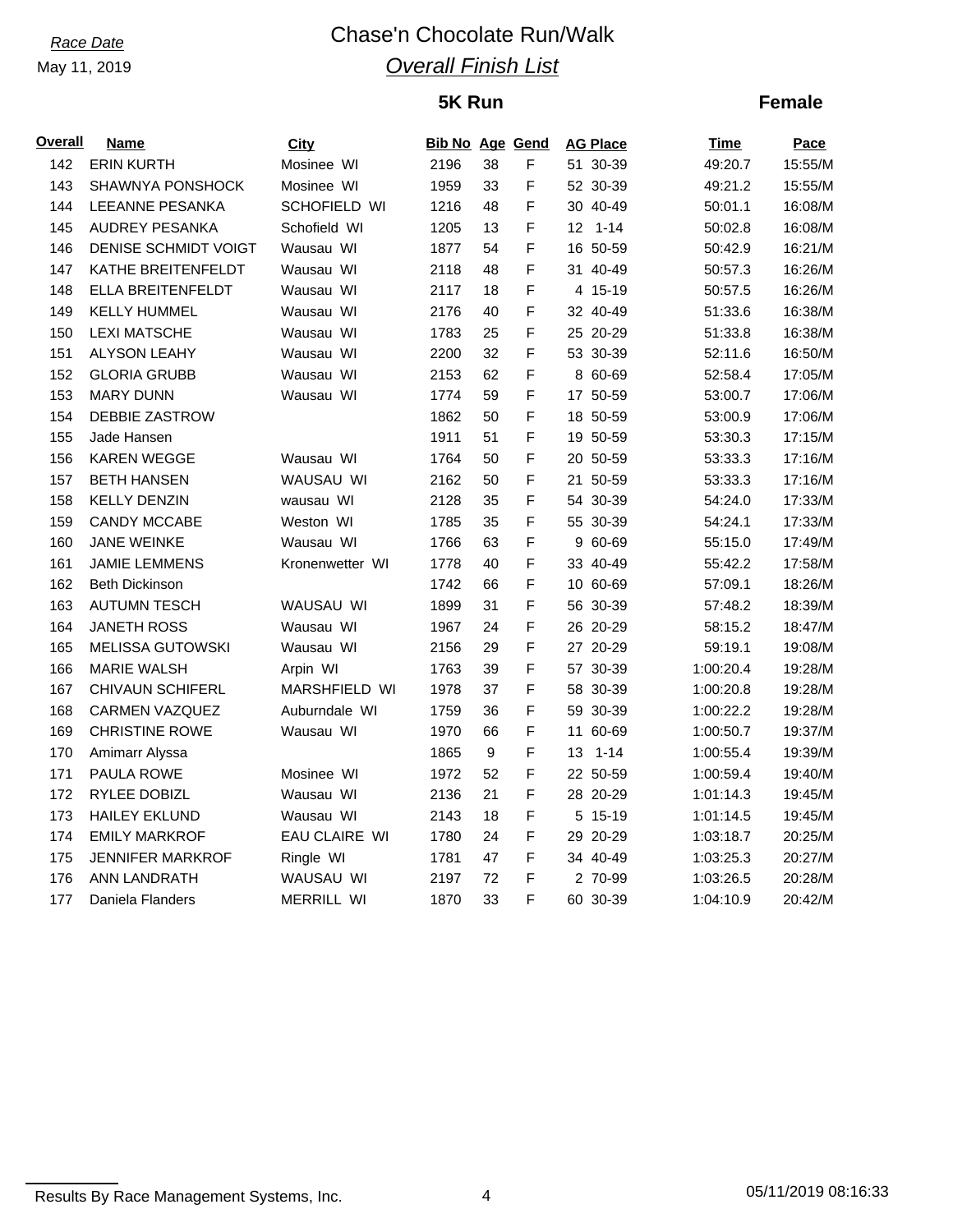*Race Date*

May 11, 2019

# Chase'n Chocolate Run/Walk

## *Overall Finish List*

### 5K Run

### Female

| Overall | Name | City | Bib No | Age | Gend | AG Place | Time | Pace |
|---|---|---|---|---|---|---|---|---|
| 142 | ERIN KURTH | Mosinee WI | 2196 | 38 | F | 51 30-39 | 49:20.7 | 15:55/M |
| 143 | SHAWNYA PONSHOCK | Mosinee WI | 1959 | 33 | F | 52 30-39 | 49:21.2 | 15:55/M |
| 144 | LEEANNE PESANKA | SCHOFIELD WI | 1216 | 48 | F | 30 40-49 | 50:01.1 | 16:08/M |
| 145 | AUDREY PESANKA | Schofield WI | 1205 | 13 | F | 12 1-14 | 50:02.8 | 16:08/M |
| 146 | DENISE SCHMIDT VOIGT | Wausau WI | 1877 | 54 | F | 16 50-59 | 50:42.9 | 16:21/M |
| 147 | KATHE BREITENFELDT | Wausau WI | 2118 | 48 | F | 31 40-49 | 50:57.3 | 16:26/M |
| 148 | ELLA BREITENFELDT | Wausau WI | 2117 | 18 | F | 4 15-19 | 50:57.5 | 16:26/M |
| 149 | KELLY HUMMEL | Wausau WI | 2176 | 40 | F | 32 40-49 | 51:33.6 | 16:38/M |
| 150 | LEXI MATSCHE | Wausau WI | 1783 | 25 | F | 25 20-29 | 51:33.8 | 16:38/M |
| 151 | ALYSON LEAHY | Wausau WI | 2200 | 32 | F | 53 30-39 | 52:11.6 | 16:50/M |
| 152 | GLORIA GRUBB | Wausau WI | 2153 | 62 | F | 8 60-69 | 52:58.4 | 17:05/M |
| 153 | MARY DUNN | Wausau WI | 1774 | 59 | F | 17 50-59 | 53:00.7 | 17:06/M |
| 154 | DEBBIE ZASTROW | | 1862 | 50 | F | 18 50-59 | 53:00.9 | 17:06/M |
| 155 | Jade Hansen | | 1911 | 51 | F | 19 50-59 | 53:30.3 | 17:15/M |
| 156 | KAREN WEGGE | Wausau WI | 1764 | 50 | F | 20 50-59 | 53:33.3 | 17:16/M |
| 157 | BETH HANSEN | WAUSAU WI | 2162 | 50 | F | 21 50-59 | 53:33.3 | 17:16/M |
| 158 | KELLY DENZIN | wausau WI | 2128 | 35 | F | 54 30-39 | 54:24.0 | 17:33/M |
| 159 | CANDY MCCABE | Weston WI | 1785 | 35 | F | 55 30-39 | 54:24.1 | 17:33/M |
| 160 | JANE WEINKE | Wausau WI | 1766 | 63 | F | 9 60-69 | 55:15.0 | 17:49/M |
| 161 | JAMIE LEMMENS | Kronenwetter WI | 1778 | 40 | F | 33 40-49 | 55:42.2 | 17:58/M |
| 162 | Beth Dickinson | | 1742 | 66 | F | 10 60-69 | 57:09.1 | 18:26/M |
| 163 | AUTUMN TESCH | WAUSAU WI | 1899 | 31 | F | 56 30-39 | 57:48.2 | 18:39/M |
| 164 | JANETH ROSS | Wausau WI | 1967 | 24 | F | 26 20-29 | 58:15.2 | 18:47/M |
| 165 | MELISSA GUTOWSKI | Wausau WI | 2156 | 29 | F | 27 20-29 | 59:19.1 | 19:08/M |
| 166 | MARIE WALSH | Arpin WI | 1763 | 39 | F | 57 30-39 | 1:00:20.4 | 19:28/M |
| 167 | CHIVAUN SCHIFERL | MARSHFIELD WI | 1978 | 37 | F | 58 30-39 | 1:00:20.8 | 19:28/M |
| 168 | CARMEN VAZQUEZ | Auburndale WI | 1759 | 36 | F | 59 30-39 | 1:00:22.2 | 19:28/M |
| 169 | CHRISTINE ROWE | Wausau WI | 1970 | 66 | F | 11 60-69 | 1:00:50.7 | 19:37/M |
| 170 | Amimarr Alyssa | | 1865 | 9 | F | 13 1-14 | 1:00:55.4 | 19:39/M |
| 171 | PAULA ROWE | Mosinee WI | 1972 | 52 | F | 22 50-59 | 1:00:59.4 | 19:40/M |
| 172 | RYLEE DOBIZL | Wausau WI | 2136 | 21 | F | 28 20-29 | 1:01:14.3 | 19:45/M |
| 173 | HAILEY EKLUND | Wausau WI | 2143 | 18 | F | 5 15-19 | 1:01:14.5 | 19:45/M |
| 174 | EMILY MARKROF | EAU CLAIRE WI | 1780 | 24 | F | 29 20-29 | 1:03:18.7 | 20:25/M |
| 175 | JENNIFER MARKROF | Ringle WI | 1781 | 47 | F | 34 40-49 | 1:03:25.3 | 20:27/M |
| 176 | ANN LANDRATH | WAUSAU WI | 2197 | 72 | F | 2 70-99 | 1:03:26.5 | 20:28/M |
| 177 | Daniela Flanders | MERRILL WI | 1870 | 33 | F | 60 30-39 | 1:04:10.9 | 20:42/M |

Results By Race Management Systems, Inc. 05/11/2019 08:16:33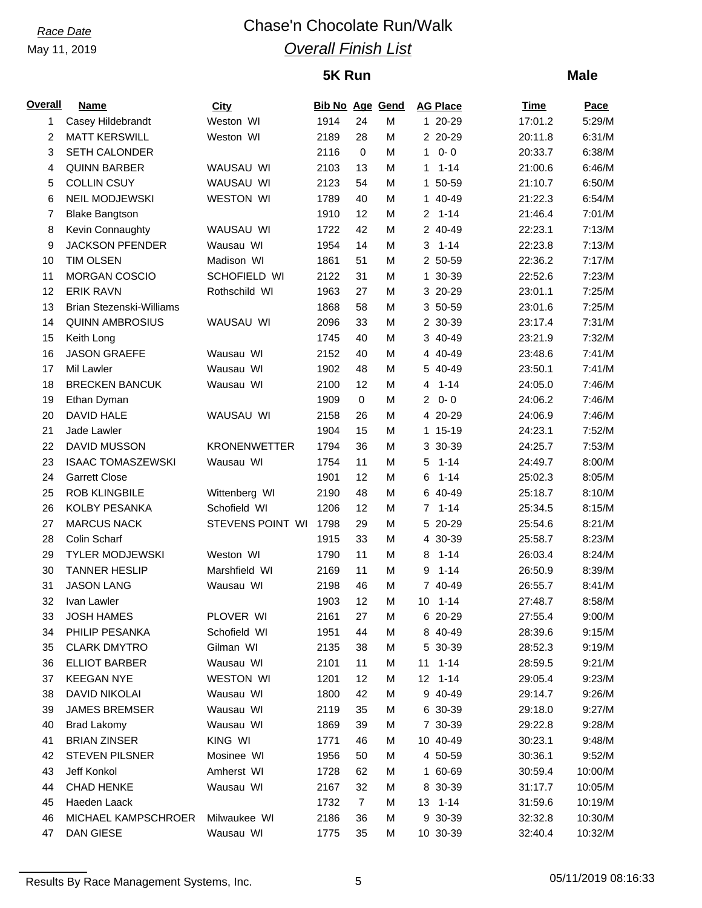*Race Date*

May 11, 2019

# Chase'n Chocolate Run/Walk

## *Overall Finish List*

### 5K Run

### Male

| Overall | Name | City | Bib No | Age | Gend | AG Place | Time | Pace |
|---|---|---|---|---|---|---|---|---|
| 1 | Casey Hildebrandt | Weston WI | 1914 | 24 | M | 1 20-29 | 17:01.2 | 5:29/M |
| 2 | MATT KERSWILL | Weston WI | 2189 | 28 | M | 2 20-29 | 20:11.8 | 6:31/M |
| 3 | SETH CALONDER | | 2116 | 0 | M | 1 0- 0 | 20:33.7 | 6:38/M |
| 4 | QUINN BARBER | WAUSAU WI | 2103 | 13 | M | 1 1-14 | 21:00.6 | 6:46/M |
| 5 | COLLIN CSUY | WAUSAU WI | 2123 | 54 | M | 1 50-59 | 21:10.7 | 6:50/M |
| 6 | NEIL MODJEWSKI | WESTON WI | 1789 | 40 | M | 1 40-49 | 21:22.3 | 6:54/M |
| 7 | Blake Bangtson | | 1910 | 12 | M | 2 1-14 | 21:46.4 | 7:01/M |
| 8 | Kevin Connaughty | WAUSAU WI | 1722 | 42 | M | 2 40-49 | 22:23.1 | 7:13/M |
| 9 | JACKSON PFENDER | Wausau WI | 1954 | 14 | M | 3 1-14 | 22:23.8 | 7:13/M |
| 10 | TIM OLSEN | Madison WI | 1861 | 51 | M | 2 50-59 | 22:36.2 | 7:17/M |
| 11 | MORGAN COSCIO | SCHOFIELD WI | 2122 | 31 | M | 1 30-39 | 22:52.6 | 7:23/M |
| 12 | ERIK RAVN | Rothschild WI | 1963 | 27 | M | 3 20-29 | 23:01.1 | 7:25/M |
| 13 | Brian Stezenski-Williams | | 1868 | 58 | M | 3 50-59 | 23:01.6 | 7:25/M |
| 14 | QUINN AMBROSIUS | WAUSAU WI | 2096 | 33 | M | 2 30-39 | 23:17.4 | 7:31/M |
| 15 | Keith Long | | 1745 | 40 | M | 3 40-49 | 23:21.9 | 7:32/M |
| 16 | JASON GRAEFE | Wausau WI | 2152 | 40 | M | 4 40-49 | 23:48.6 | 7:41/M |
| 17 | Mil Lawler | Wausau WI | 1902 | 48 | M | 5 40-49 | 23:50.1 | 7:41/M |
| 18 | BRECKEN BANCUK | Wausau WI | 2100 | 12 | M | 4 1-14 | 24:05.0 | 7:46/M |
| 19 | Ethan Dyman | | 1909 | 0 | M | 2 0- 0 | 24:06.2 | 7:46/M |
| 20 | DAVID HALE | WAUSAU WI | 2158 | 26 | M | 4 20-29 | 24:06.9 | 7:46/M |
| 21 | Jade Lawler | | 1904 | 15 | M | 1 15-19 | 24:23.1 | 7:52/M |
| 22 | DAVID MUSSON | KRONENWETTER | 1794 | 36 | M | 3 30-39 | 24:25.7 | 7:53/M |
| 23 | ISAAC TOMASZEWSKI | Wausau WI | 1754 | 11 | M | 5 1-14 | 24:49.7 | 8:00/M |
| 24 | Garrett Close | | 1901 | 12 | M | 6 1-14 | 25:02.3 | 8:05/M |
| 25 | ROB KLINGBILE | Wittenberg WI | 2190 | 48 | M | 6 40-49 | 25:18.7 | 8:10/M |
| 26 | KOLBY PESANKA | Schofield WI | 1206 | 12 | M | 7 1-14 | 25:34.5 | 8:15/M |
| 27 | MARCUS NACK | STEVENS POINT WI | 1798 | 29 | M | 5 20-29 | 25:54.6 | 8:21/M |
| 28 | Colin Scharf | | 1915 | 33 | M | 4 30-39 | 25:58.7 | 8:23/M |
| 29 | TYLER MODJEWSKI | Weston WI | 1790 | 11 | M | 8 1-14 | 26:03.4 | 8:24/M |
| 30 | TANNER HESLIP | Marshfield WI | 2169 | 11 | M | 9 1-14 | 26:50.9 | 8:39/M |
| 31 | JASON LANG | Wausau WI | 2198 | 46 | M | 7 40-49 | 26:55.7 | 8:41/M |
| 32 | Ivan Lawler | | 1903 | 12 | M | 10 1-14 | 27:48.7 | 8:58/M |
| 33 | JOSH HAMES | PLOVER WI | 2161 | 27 | M | 6 20-29 | 27:55.4 | 9:00/M |
| 34 | PHILIP PESANKA | Schofield WI | 1951 | 44 | M | 8 40-49 | 28:39.6 | 9:15/M |
| 35 | CLARK DMYTRO | Gilman WI | 2135 | 38 | M | 5 30-39 | 28:52.3 | 9:19/M |
| 36 | ELLIOT BARBER | Wausau WI | 2101 | 11 | M | 11 1-14 | 28:59.5 | 9:21/M |
| 37 | KEEGAN NYE | WESTON WI | 1201 | 12 | M | 12 1-14 | 29:05.4 | 9:23/M |
| 38 | DAVID NIKOLAI | Wausau WI | 1800 | 42 | M | 9 40-49 | 29:14.7 | 9:26/M |
| 39 | JAMES BREMSER | Wausau WI | 2119 | 35 | M | 6 30-39 | 29:18.0 | 9:27/M |
| 40 | Brad Lakomy | Wausau WI | 1869 | 39 | M | 7 30-39 | 29:22.8 | 9:28/M |
| 41 | BRIAN ZINSER | KING WI | 1771 | 46 | M | 10 40-49 | 30:23.1 | 9:48/M |
| 42 | STEVEN PILSNER | Mosinee WI | 1956 | 50 | M | 4 50-59 | 30:36.1 | 9:52/M |
| 43 | Jeff Konkol | Amherst WI | 1728 | 62 | M | 1 60-69 | 30:59.4 | 10:00/M |
| 44 | CHAD HENKE | Wausau WI | 2167 | 32 | M | 8 30-39 | 31:17.7 | 10:05/M |
| 45 | Haeden Laack | | 1732 | 7 | M | 13 1-14 | 31:59.6 | 10:19/M |
| 46 | MICHAEL KAMPSCHROER | Milwaukee WI | 2186 | 36 | M | 9 30-39 | 32:32.8 | 10:30/M |
| 47 | DAN GIESE | Wausau WI | 1775 | 35 | M | 10 30-39 | 32:40.4 | 10:32/M |

Results By Race Management Systems, Inc. 05/11/2019 08:16:33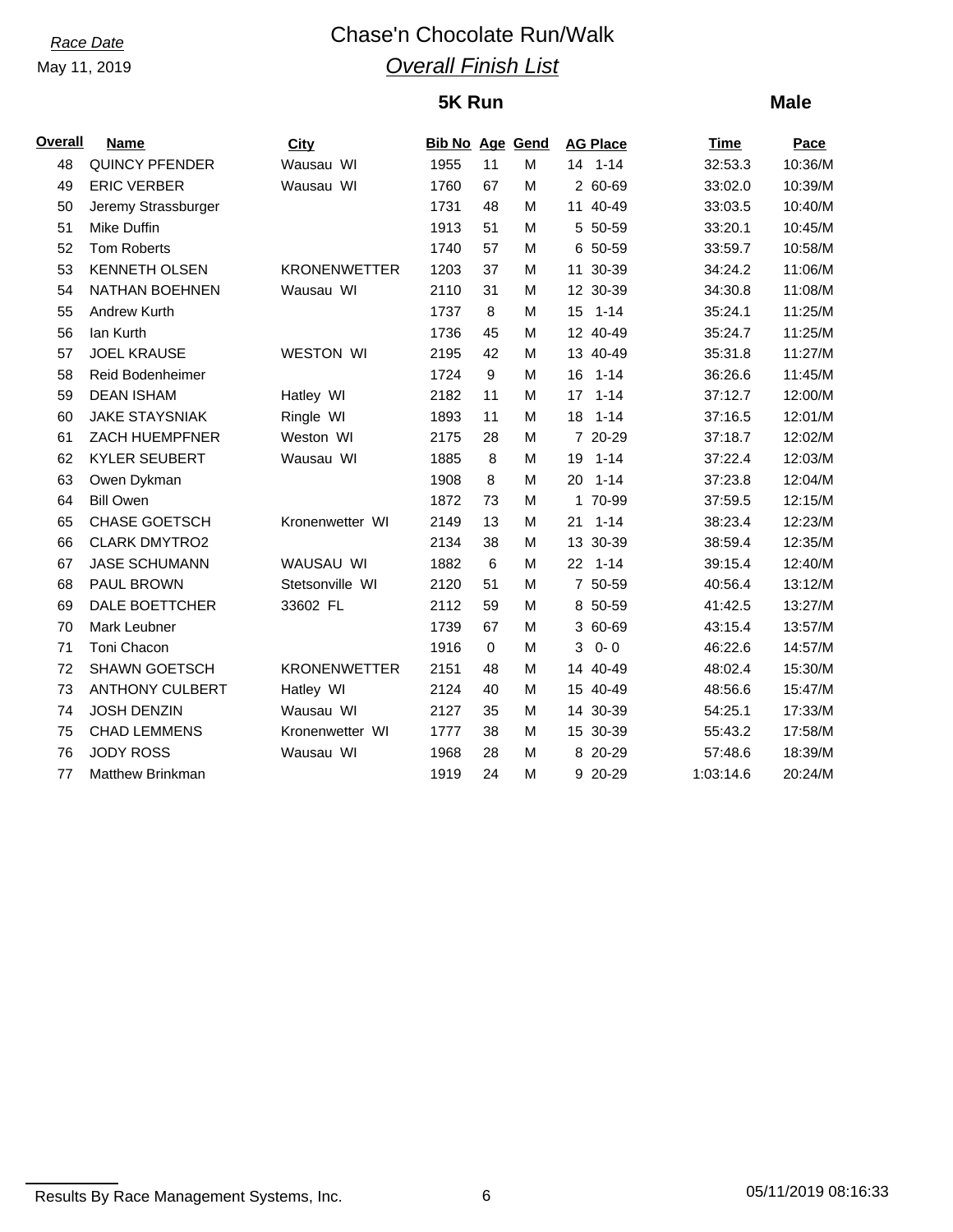*Race Date*

May 11, 2019

# Chase'n Chocolate Run/Walk

## *Overall Finish List*

### 5K Run

### Male

| Overall | Name | City | Bib No | Age | Gend | AG Place | Time | Pace |
|---|---|---|---|---|---|---|---|---|
| 48 | QUINCY PFENDER | Wausau WI | 1955 | 11 | M | 14 1-14 | 32:53.3 | 10:36/M |
| 49 | ERIC VERBER | Wausau WI | 1760 | 67 | M | 2 60-69 | 33:02.0 | 10:39/M |
| 50 | Jeremy Strassburger | | 1731 | 48 | M | 11 40-49 | 33:03.5 | 10:40/M |
| 51 | Mike Duffin | | 1913 | 51 | M | 5 50-59 | 33:20.1 | 10:45/M |
| 52 | Tom Roberts | | 1740 | 57 | M | 6 50-59 | 33:59.7 | 10:58/M |
| 53 | KENNETH OLSEN | KRONENWETTER | 1203 | 37 | M | 11 30-39 | 34:24.2 | 11:06/M |
| 54 | NATHAN BOEHNEN | Wausau WI | 2110 | 31 | M | 12 30-39 | 34:30.8 | 11:08/M |
| 55 | Andrew Kurth | | 1737 | 8 | M | 15 1-14 | 35:24.1 | 11:25/M |
| 56 | Ian Kurth | | 1736 | 45 | M | 12 40-49 | 35:24.7 | 11:25/M |
| 57 | JOEL KRAUSE | WESTON WI | 2195 | 42 | M | 13 40-49 | 35:31.8 | 11:27/M |
| 58 | Reid Bodenheimer | | 1724 | 9 | M | 16 1-14 | 36:26.6 | 11:45/M |
| 59 | DEAN ISHAM | Hatley WI | 2182 | 11 | M | 17 1-14 | 37:12.7 | 12:00/M |
| 60 | JAKE STAYSNIAK | Ringle WI | 1893 | 11 | M | 18 1-14 | 37:16.5 | 12:01/M |
| 61 | ZACH HUEMPFNER | Weston WI | 2175 | 28 | M | 7 20-29 | 37:18.7 | 12:02/M |
| 62 | KYLER SEUBERT | Wausau WI | 1885 | 8 | M | 19 1-14 | 37:22.4 | 12:03/M |
| 63 | Owen Dykman | | 1908 | 8 | M | 20 1-14 | 37:23.8 | 12:04/M |
| 64 | Bill Owen | | 1872 | 73 | M | 1 70-99 | 37:59.5 | 12:15/M |
| 65 | CHASE GOETSCH | Kronenwetter WI | 2149 | 13 | M | 21 1-14 | 38:23.4 | 12:23/M |
| 66 | CLARK DMYTRO2 | | 2134 | 38 | M | 13 30-39 | 38:59.4 | 12:35/M |
| 67 | JASE SCHUMANN | WAUSAU WI | 1882 | 6 | M | 22 1-14 | 39:15.4 | 12:40/M |
| 68 | PAUL BROWN | Stetsonville WI | 2120 | 51 | M | 7 50-59 | 40:56.4 | 13:12/M |
| 69 | DALE BOETTCHER | 33602 FL | 2112 | 59 | M | 8 50-59 | 41:42.5 | 13:27/M |
| 70 | Mark Leubner | | 1739 | 67 | M | 3 60-69 | 43:15.4 | 13:57/M |
| 71 | Toni Chacon | | 1916 | 0 | M | 3 0- 0 | 46:22.6 | 14:57/M |
| 72 | SHAWN GOETSCH | KRONENWETTER | 2151 | 48 | M | 14 40-49 | 48:02.4 | 15:30/M |
| 73 | ANTHONY CULBERT | Hatley WI | 2124 | 40 | M | 15 40-49 | 48:56.6 | 15:47/M |
| 74 | JOSH DENZIN | Wausau WI | 2127 | 35 | M | 14 30-39 | 54:25.1 | 17:33/M |
| 75 | CHAD LEMMENS | Kronenwetter WI | 1777 | 38 | M | 15 30-39 | 55:43.2 | 17:58/M |
| 76 | JODY ROSS | Wausau WI | 1968 | 28 | M | 8 20-29 | 57:48.6 | 18:39/M |
| 77 | Matthew Brinkman | | 1919 | 24 | M | 9 20-29 | 1:03:14.6 | 20:24/M |

Results By Race Management Systems, Inc.    05/11/2019 08:16:33